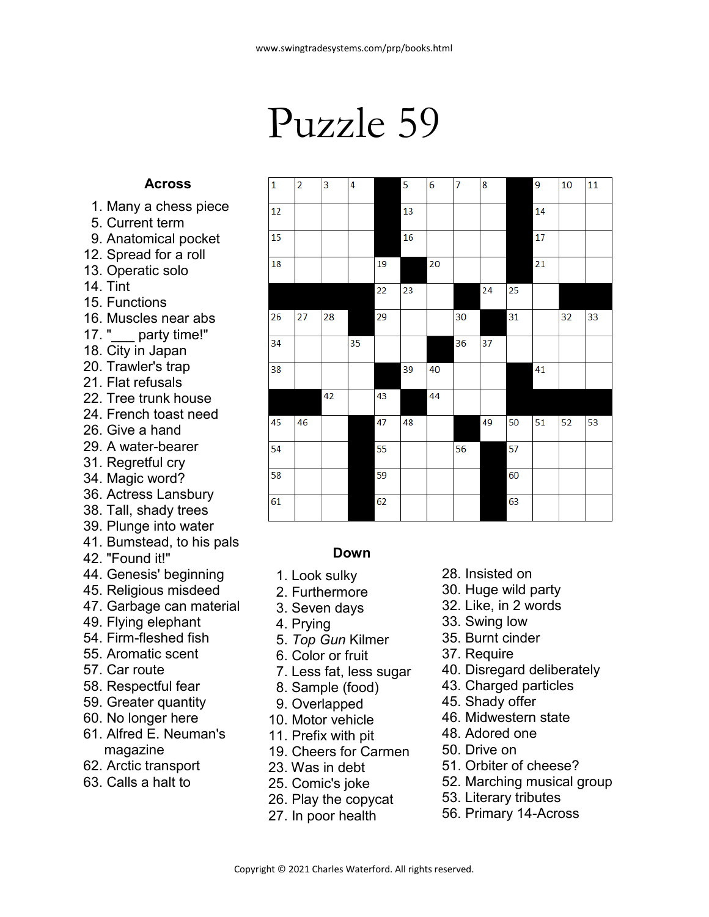# Puzzle 59

| | | | | | | | | | | | | |
|---|---|---|---|---|---|---|---|---|---|---|---|---|
| 1 | 2 | 3 | 4 | ■ | 5 | 6 | 7 | 8 | ■ | 9 | 10 | 11 |
| 12 | | | | ■ | 13 | | | | ■ | 14 | | |
| 15 | | | | ■ | 16 | | | | ■ | 17 | | |
| 18 | | | | 19 | ■ | 20 | | | ■ | 21 | | |
| ■ | ■ | ■ | ■ | 22 | 23 | | ■ | 24 | 25 | | ■ | ■ |
| 26 | 27 | 28 | ■ | 29 | | | 30 | ■ | 31 | | 32 | 33 |
| 34 | | | 35 | | | ■ | 36 | 37 | | | | |
| 38 | | | | ■ | 39 | 40 | | | ■ | 41 | | |
| ■ | ■ | 42 | | 43 | ■ | 44 | | | ■ | ■ | ■ | ■ |
| 45 | 46 | | ■ | 47 | 48 | | ■ | 49 | 50 | 51 | 52 | 53 |
| 54 | | | ■ | 55 | | | 56 | ■ | 57 | | | |
| 58 | | | ■ | 59 | | | | ■ | 60 | | | |
| 61 | | | ■ | 62 | | | | ■ | 63 | | | |

## Across

1. Many a chess piece
5. Current term
9. Anatomical pocket
12. Spread for a roll
13. Operatic solo
14. Tint
15. Functions
16. Muscles near abs
17. "___ party time!"
18. City in Japan
20. Trawler's trap
21. Flat refusals
22. Tree trunk house
24. French toast need
26. Give a hand
29. A water-bearer
31. Regretful cry
34. Magic word?
36. Actress Lansbury
38. Tall, shady trees
39. Plunge into water
41. Bumstead, to his pals
42. "Found it!"
44. Genesis' beginning
45. Religious misdeed
47. Garbage can material
49. Flying elephant
54. Firm-fleshed fish
55. Aromatic scent
57. Car route
58. Respectful fear
59. Greater quantity
60. No longer here
61. Alfred E. Neuman's magazine
62. Arctic transport
63. Calls a halt to

## Down

1. Look sulky
2. Furthermore
3. Seven days
4. Prying
5. *Top Gun* Kilmer
6. Color or fruit
7. Less fat, less sugar
8. Sample (food)
9. Overlapped
10. Motor vehicle
11. Prefix with pit
19. Cheers for Carmen
23. Was in debt
25. Comic's joke
26. Play the copycat
27. In poor health
28. Insisted on
30. Huge wild party
32. Like, in 2 words
33. Swing low
35. Burnt cinder
37. Require
40. Disregard deliberately
43. Charged particles
45. Shady offer
46. Midwestern state
48. Adored one
50. Drive on
51. Orbiter of cheese?
52. Marching musical group
53. Literary tributes
56. Primary 14-Across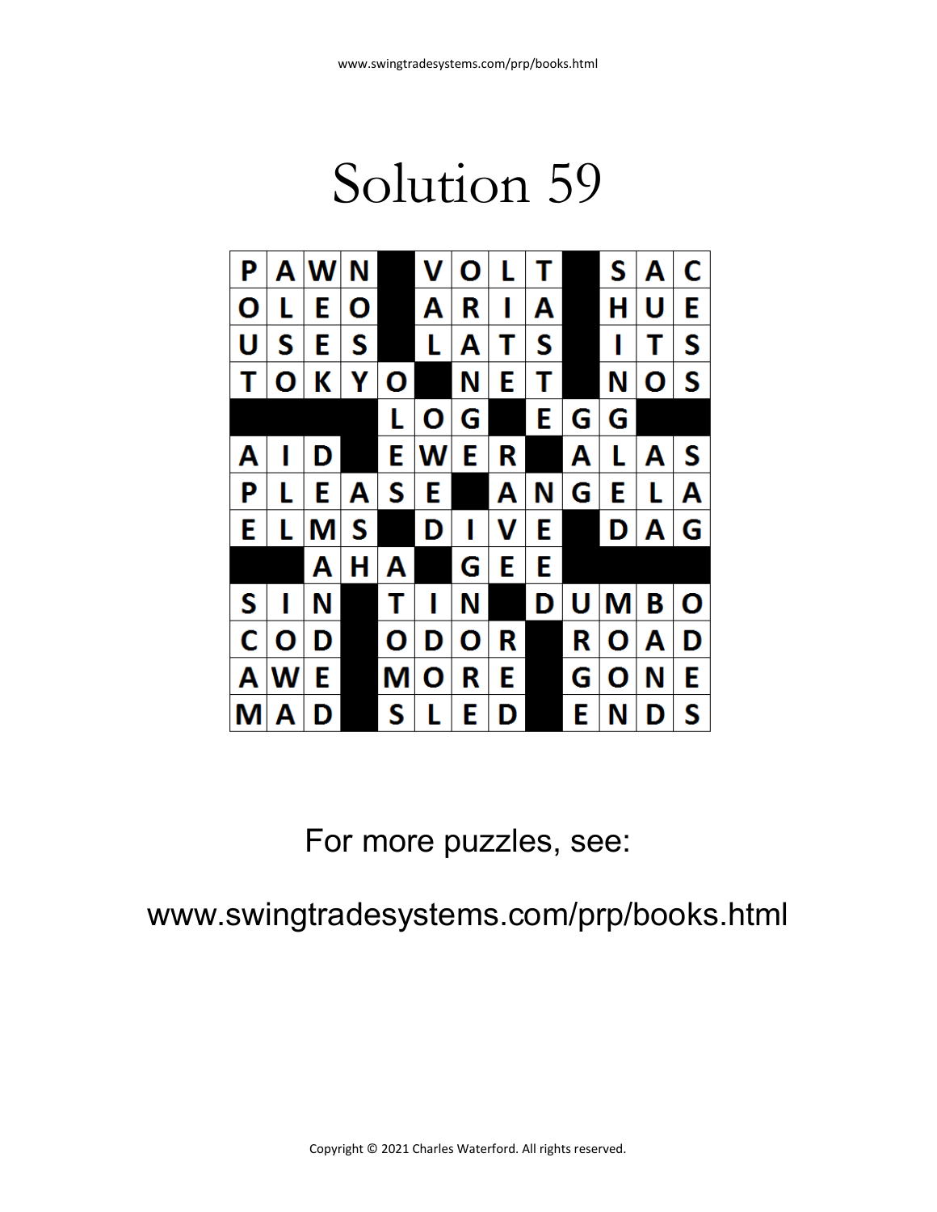# Solution 59

| | | | | | | | | | | | | |
|---|---|---|---|---|---|---|---|---|---|---|---|---|
| P | A | W | N | | V | O | L | T | | S | A | C |
| O | L | E | O | | A | R | I | A | | H | U | E |
| U | S | E | S | | L | A | T | S | | I | T | S |
| T | O | K | Y | O | | N | E | T | | N | O | S |
| | | | | L | O | G | | E | G | G | | |
| A | I | D | | E | W | E | R | | A | L | A | S |
| P | L | E | A | S | E | | A | N | G | E | L | A |
| E | L | M | S | | D | I | V | E | | D | A | G |
| | | A | H | A | | G | E | E | | | | |
| S | I | N | | T | I | N | | D | U | M | B | O |
| C | O | D | | O | D | O | R | | R | O | A | D |
| A | W | E | | M | O | R | E | | G | O | N | E |
| M | A | D | | S | L | E | D | | E | N | D | S |

For more puzzles, see:

www.swingtradesystems.com/prp/books.html